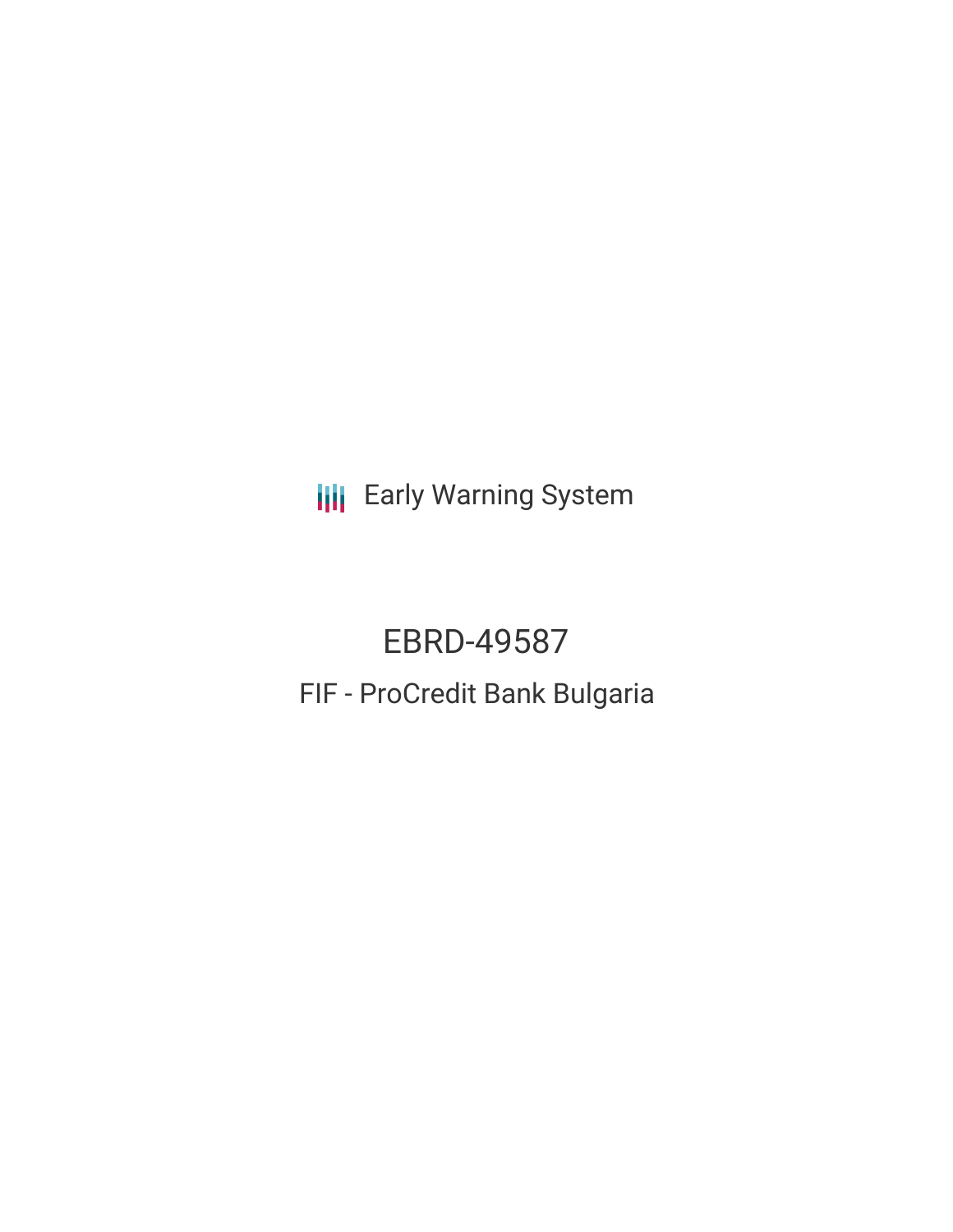Early Warning System

# EBRD-49587

## FIF - ProCredit Bank Bulgaria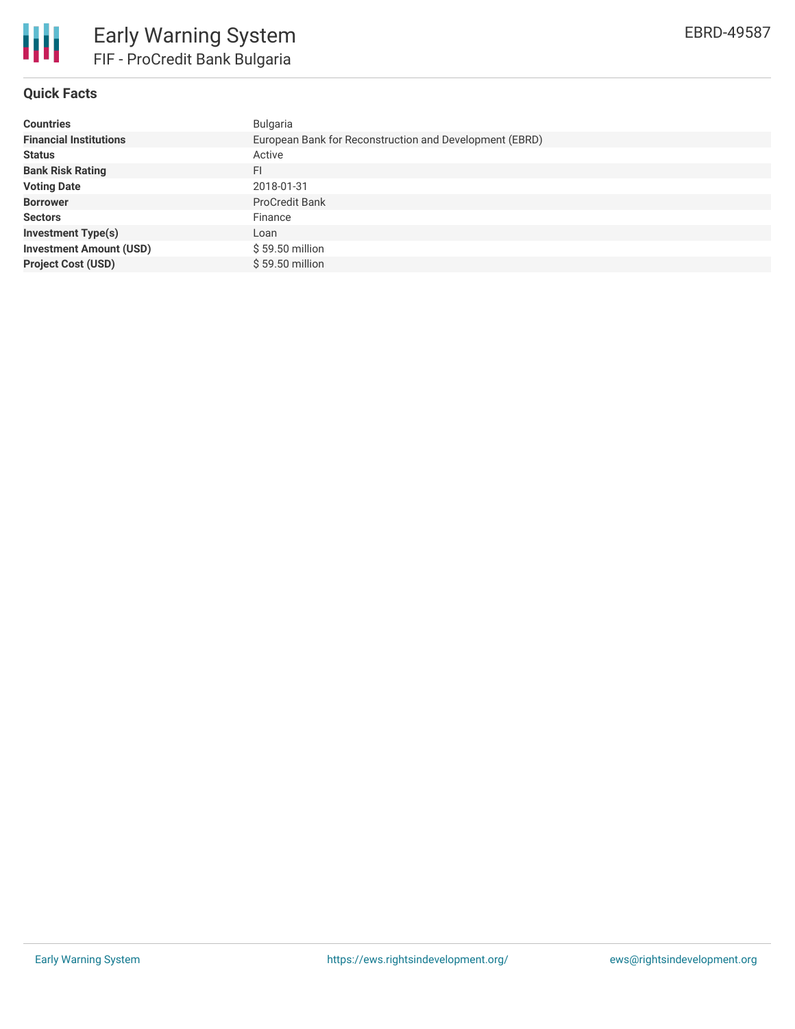# Early Warning System

## FIF - ProCredit Bank Bulgaria

EBRD-49587

### Quick Facts

| | |
|---|---|
| **Countries** | Bulgaria |
| **Financial Institutions** | European Bank for Reconstruction and Development (EBRD) |
| **Status** | Active |
| **Bank Risk Rating** | FI |
| **Voting Date** | 2018-01-31 |
| **Borrower** | ProCredit Bank |
| **Sectors** | Finance |
| **Investment Type(s)** | Loan |
| **Investment Amount (USD)** | $ 59.50 million |
| **Project Cost (USD)** | $ 59.50 million |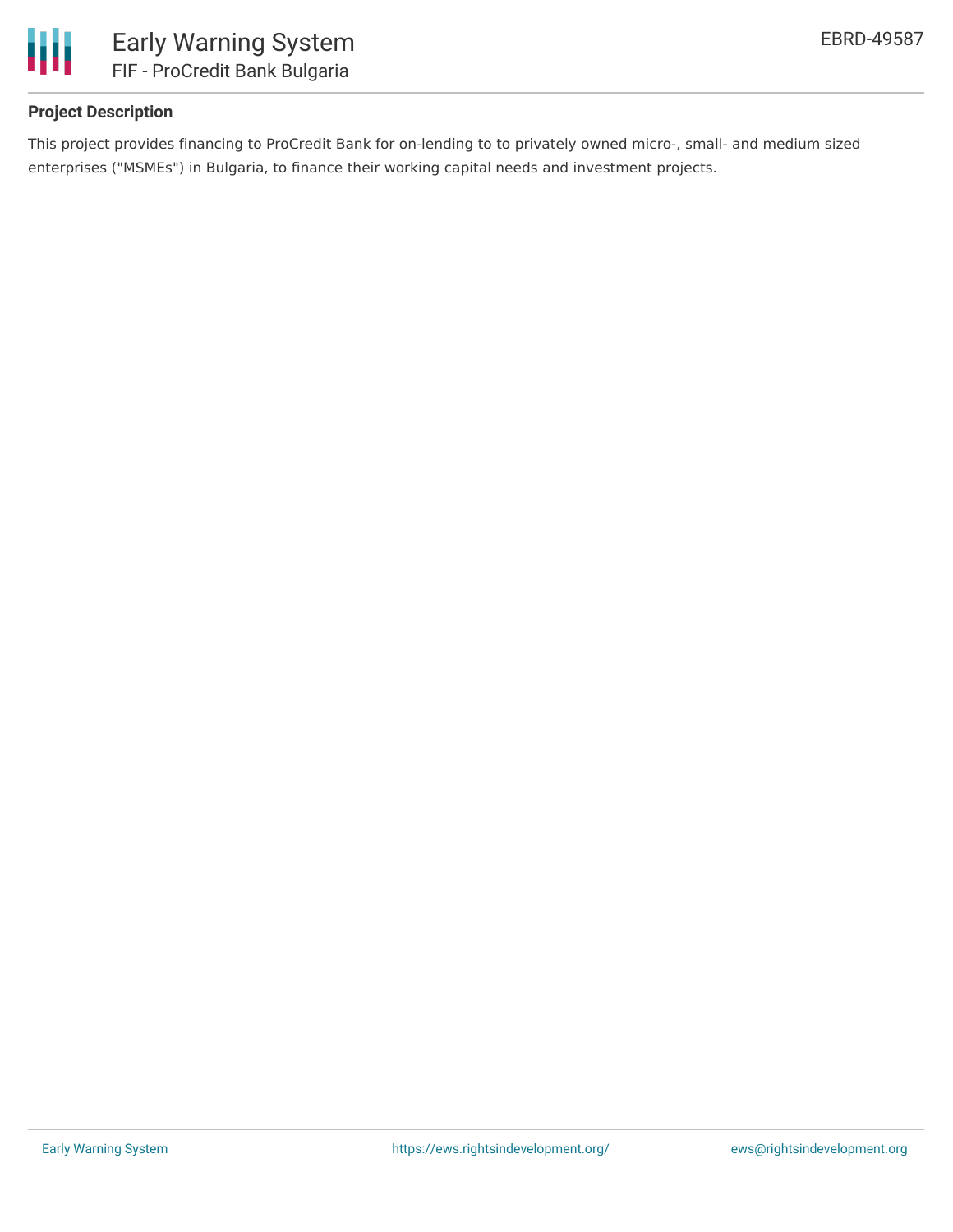**Project Description**

This project provides financing to ProCredit Bank for on-lending to to privately owned micro-, small- and medium sized enterprises ("MSMEs") in Bulgaria, to finance their working capital needs and investment projects.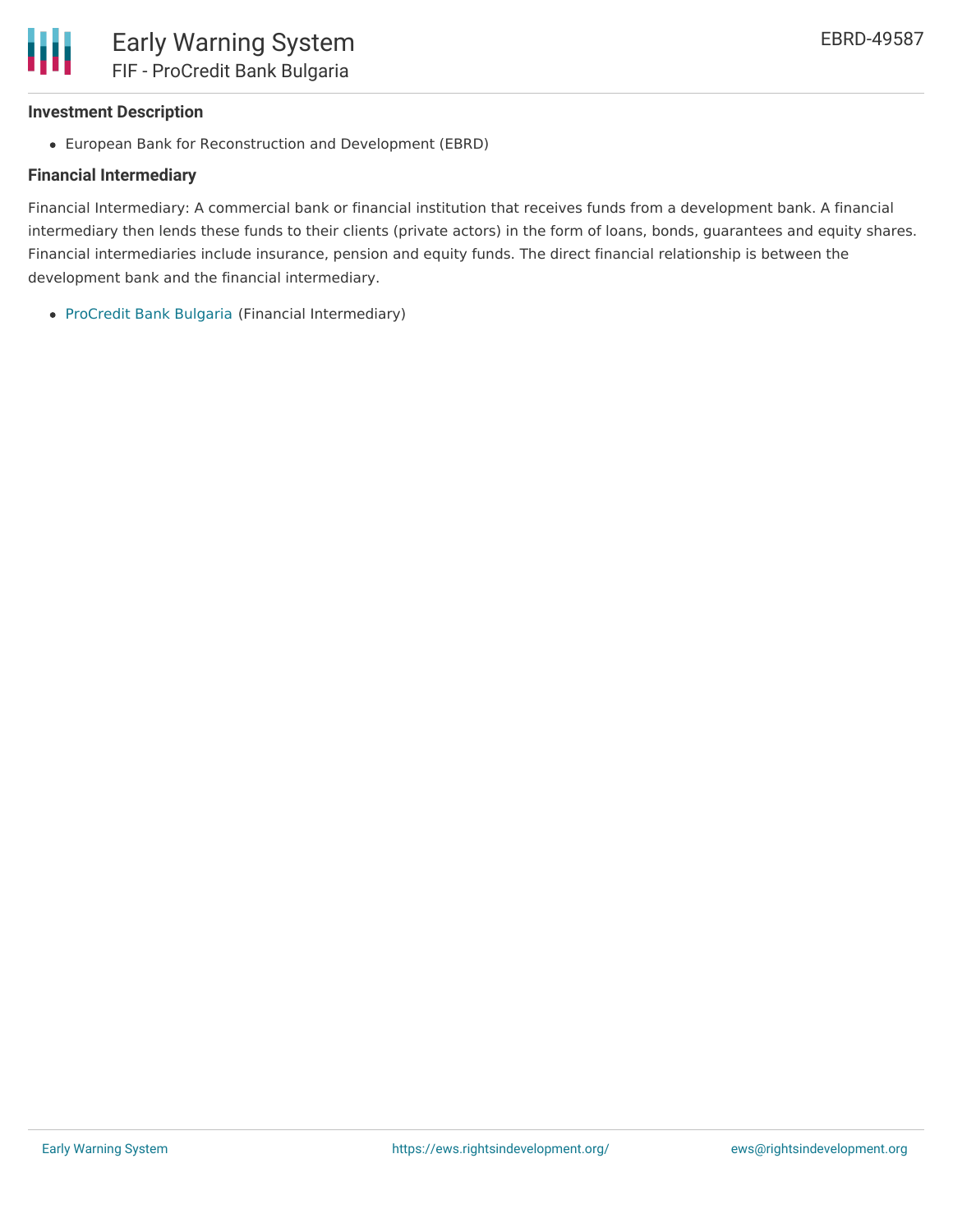### Investment Description

- European Bank for Reconstruction and Development (EBRD)

### Financial Intermediary

Financial Intermediary: A commercial bank or financial institution that receives funds from a development bank. A financial intermediary then lends these funds to their clients (private actors) in the form of loans, bonds, guarantees and equity shares. Financial intermediaries include insurance, pension and equity funds. The direct financial relationship is between the development bank and the financial intermediary.

- ProCredit Bank Bulgaria (Financial Intermediary)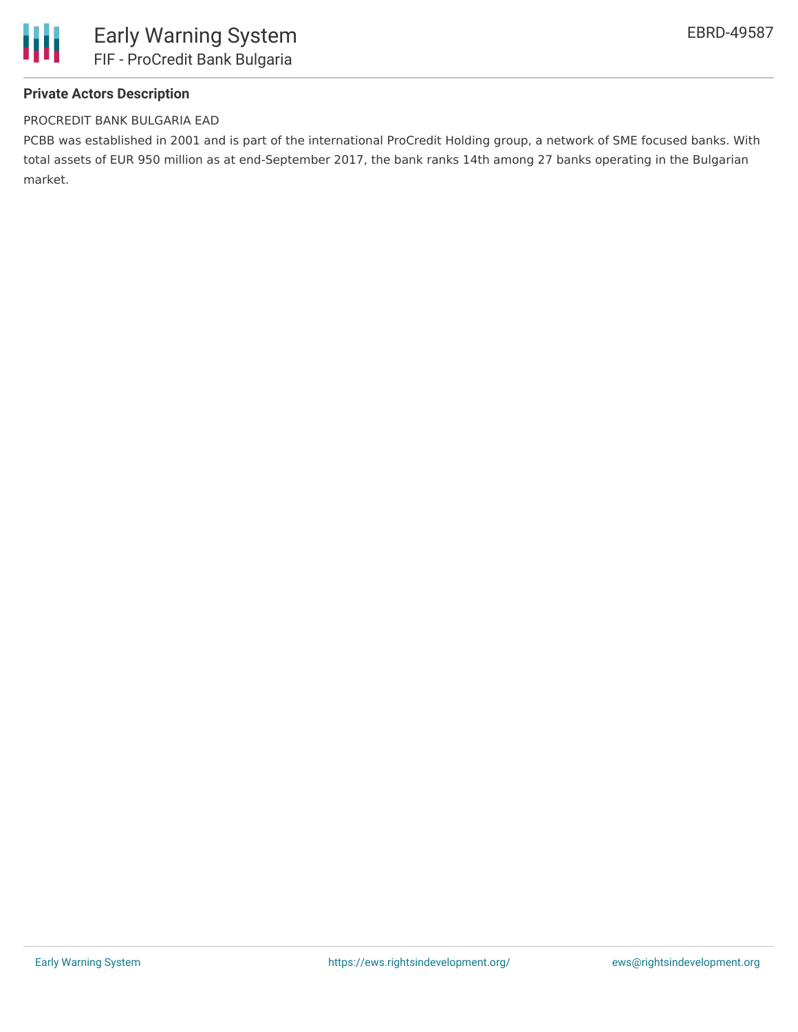**Private Actors Description**

PROCREDIT BANK BULGARIA EAD

PCBB was established in 2001 and is part of the international ProCredit Holding group, a network of SME focused banks. With total assets of EUR 950 million as at end-September 2017, the bank ranks 14th among 27 banks operating in the Bulgarian market.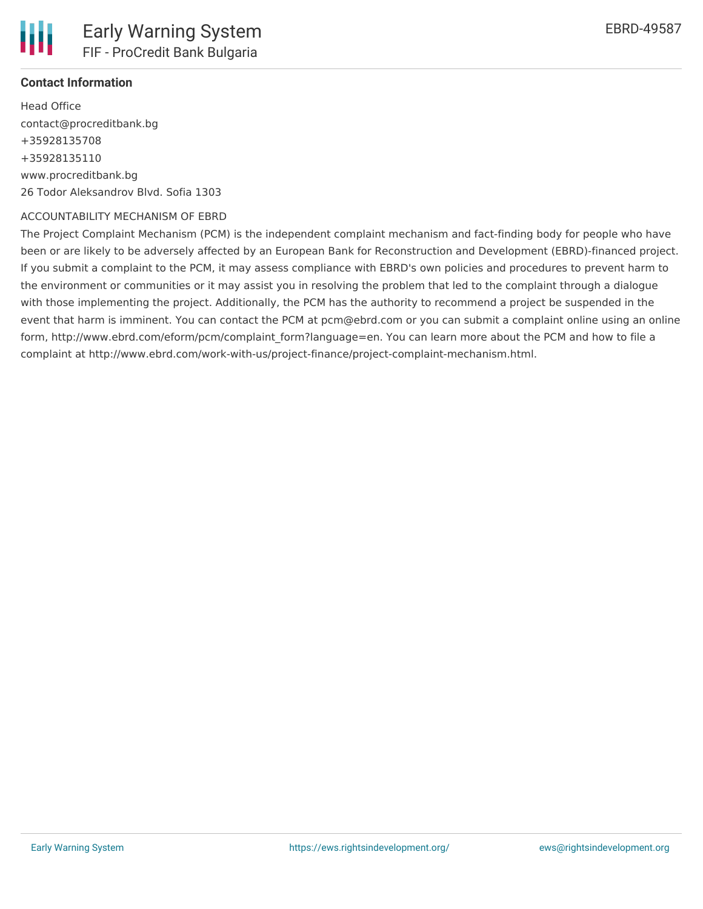## Contact Information

Head Office
contact@procreditbank.bg
+35928135708
+35928135110
www.procreditbank.bg
26 Todor Aleksandrov Blvd. Sofia 1303

ACCOUNTABILITY MECHANISM OF EBRD

The Project Complaint Mechanism (PCM) is the independent complaint mechanism and fact-finding body for people who have been or are likely to be adversely affected by an European Bank for Reconstruction and Development (EBRD)-financed project. If you submit a complaint to the PCM, it may assess compliance with EBRD's own policies and procedures to prevent harm to the environment or communities or it may assist you in resolving the problem that led to the complaint through a dialogue with those implementing the project. Additionally, the PCM has the authority to recommend a project be suspended in the event that harm is imminent. You can contact the PCM at pcm@ebrd.com or you can submit a complaint online using an online form, http://www.ebrd.com/eform/pcm/complaint_form?language=en. You can learn more about the PCM and how to file a complaint at http://www.ebrd.com/work-with-us/project-finance/project-complaint-mechanism.html.